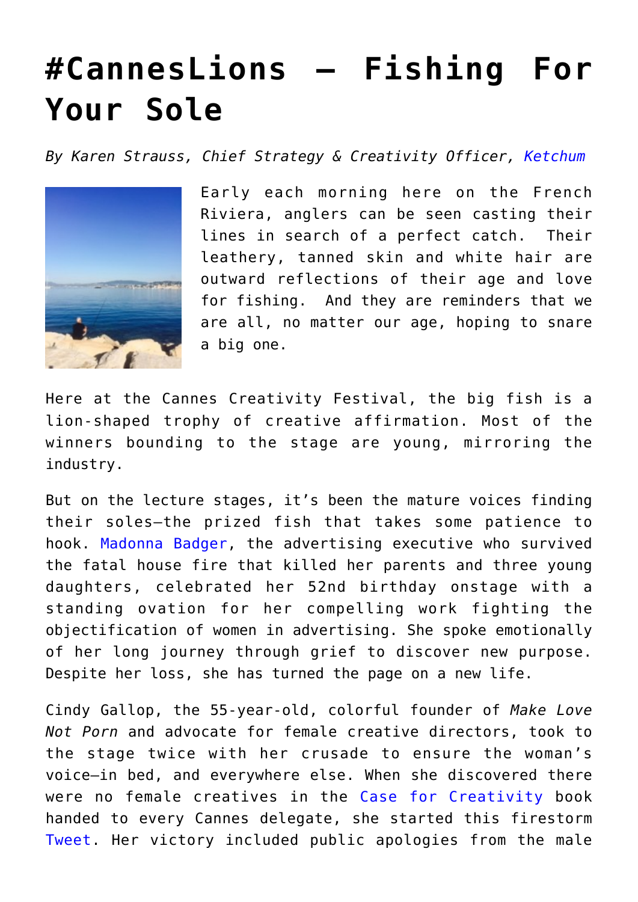# #CannesLions – Fishing For Your Sole

*By Karen Strauss, Chief Strategy & Creativity Officer, Ketchum*

Early each morning here on the French Riviera, anglers can be seen casting their lines in search of a perfect catch. Their leathery, tanned skin and white hair are outward reflections of their age and love for fishing. And they are reminders that we are all, no matter our age, hoping to snare a big one.

Here at the Cannes Creativity Festival, the big fish is a lion-shaped trophy of creative affirmation. Most of the winners bounding to the stage are young, mirroring the industry.

But on the lecture stages, it's been the mature voices finding their soles—the prized fish that takes some patience to hook. Madonna Badger, the advertising executive who survived the fatal house fire that killed her parents and three young daughters, celebrated her 52nd birthday onstage with a standing ovation for her compelling work fighting the objectification of women in advertising. She spoke emotionally of her long journey through grief to discover new purpose. Despite her loss, she has turned the page on a new life.

Cindy Gallop, the 55-year-old, colorful founder of *Make Love Not Porn* and advocate for female creative directors, took to the stage twice with her crusade to ensure the woman's voice—in bed, and everywhere else. When she discovered there were no female creatives in the Case for Creativity book handed to every Cannes delegate, she started this firestorm Tweet. Her victory included public apologies from the male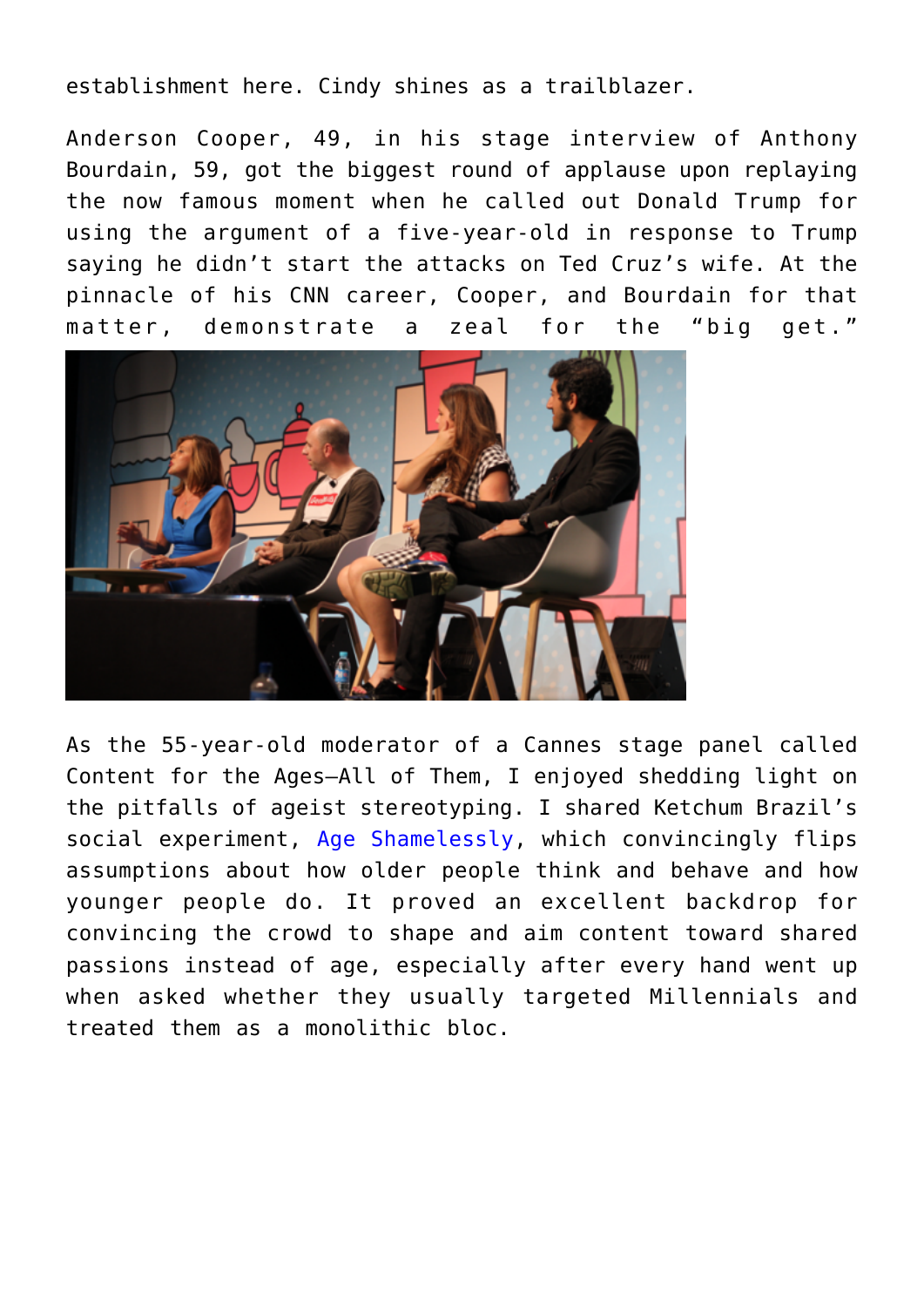establishment here. Cindy shines as a trailblazer.

Anderson Cooper, 49, in his stage interview of Anthony Bourdain, 59, got the biggest round of applause upon replaying the now famous moment when he called out Donald Trump for using the argument of a five-year-old in response to Trump saying he didn't start the attacks on Ted Cruz's wife. At the pinnacle of his CNN career, Cooper, and Bourdain for that matter, demonstrate a zeal for the "big get."

As the 55-year-old moderator of a Cannes stage panel called Content for the Ages—All of Them, I enjoyed shedding light on the pitfalls of ageist stereotyping. I shared Ketchum Brazil's social experiment, Age Shamelessly, which convincingly flips assumptions about how older people think and behave and how younger people do. It proved an excellent backdrop for convincing the crowd to shape and aim content toward shared passions instead of age, especially after every hand went up when asked whether they usually targeted Millennials and treated them as a monolithic bloc.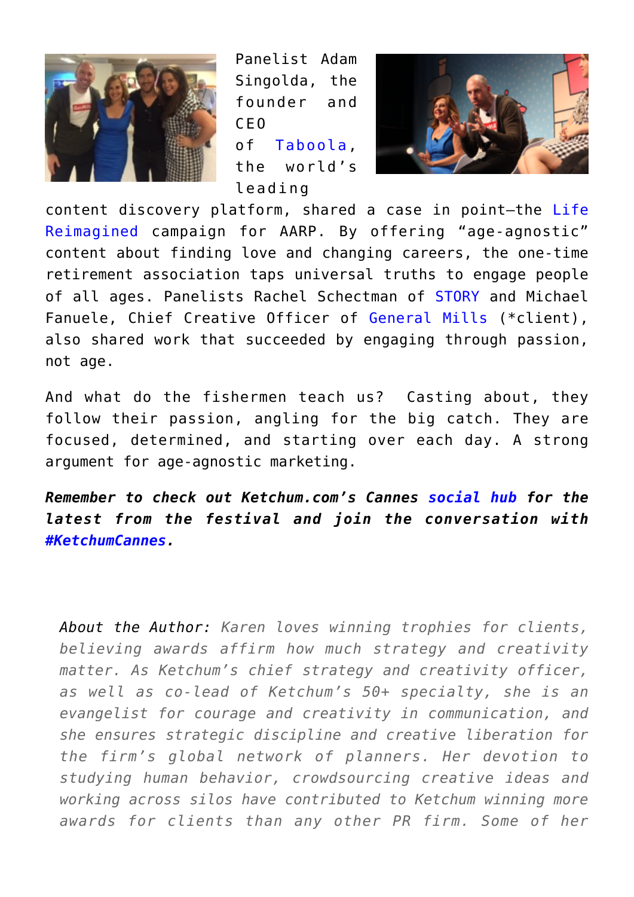Panelist Adam Singolda, the founder and CEO of Taboola, the world's leading content discovery platform, shared a case in point—the Life Reimagined campaign for AARP. By offering "age-agnostic" content about finding love and changing careers, the one-time retirement association taps universal truths to engage people of all ages. Panelists Rachel Schectman of STORY and Michael Fanuele, Chief Creative Officer of General Mills (*client), also shared work that succeeded by engaging through passion, not age.

And what do the fishermen teach us? Casting about, they follow their passion, angling for the big catch. They are focused, determined, and starting over each day. A strong argument for age-agnostic marketing.

***Remember to check out Ketchum.com's Cannes social hub for the latest from the festival and join the conversation with #KetchumCannes.***

*About the Author: Karen loves winning trophies for clients, believing awards affirm how much strategy and creativity matter. As Ketchum's chief strategy and creativity officer, as well as co-lead of Ketchum's 50+ specialty, she is an evangelist for courage and creativity in communication, and she ensures strategic discipline and creative liberation for the firm's global network of planners. Her devotion to studying human behavior, crowdsourcing creative ideas and working across silos have contributed to Ketchum winning more awards for clients than any other PR firm. Some of her*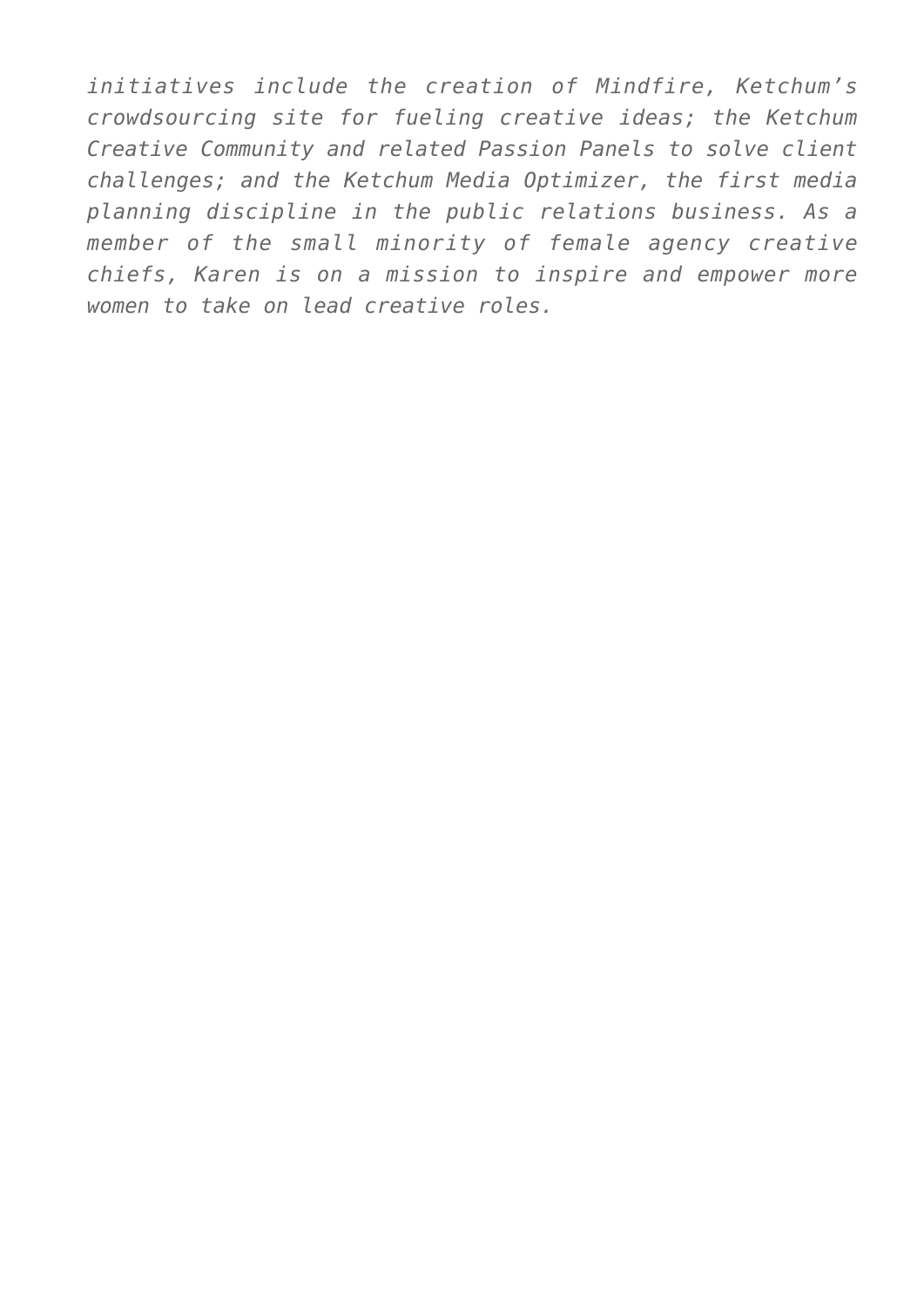*initiatives include the creation of Mindfire, Ketchum's crowdsourcing site for fueling creative ideas; the Ketchum Creative Community and related Passion Panels to solve client challenges; and the Ketchum Media Optimizer, the first media planning discipline in the public relations business. As a member of the small minority of female agency creative chiefs, Karen is on a mission to inspire and empower more women to take on lead creative roles.*